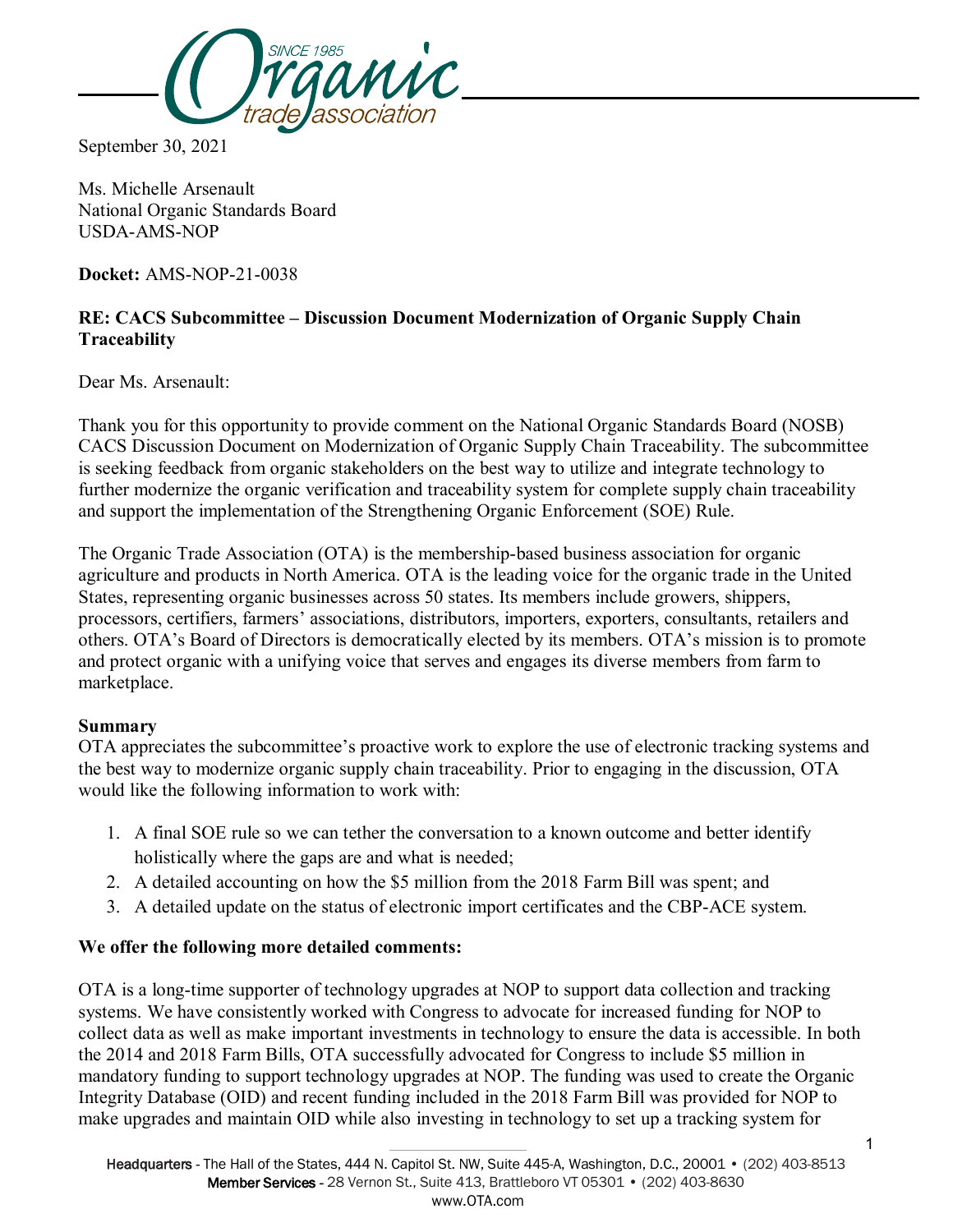September 30, 2021

Ms. Michelle Arsenault
National Organic Standards Board
USDA-AMS-NOP

**Docket:** AMS-NOP-21-0038

**RE: CACS Subcommittee – Discussion Document Modernization of Organic Supply Chain Traceability**

Dear Ms. Arsenault:

Thank you for this opportunity to provide comment on the National Organic Standards Board (NOSB) CACS Discussion Document on Modernization of Organic Supply Chain Traceability. The subcommittee is seeking feedback from organic stakeholders on the best way to utilize and integrate technology to further modernize the organic verification and traceability system for complete supply chain traceability and support the implementation of the Strengthening Organic Enforcement (SOE) Rule.

The Organic Trade Association (OTA) is the membership-based business association for organic agriculture and products in North America. OTA is the leading voice for the organic trade in the United States, representing organic businesses across 50 states. Its members include growers, shippers, processors, certifiers, farmers' associations, distributors, importers, exporters, consultants, retailers and others. OTA's Board of Directors is democratically elected by its members. OTA's mission is to promote and protect organic with a unifying voice that serves and engages its diverse members from farm to marketplace.

**Summary**

OTA appreciates the subcommittee's proactive work to explore the use of electronic tracking systems and the best way to modernize organic supply chain traceability. Prior to engaging in the discussion, OTA would like the following information to work with:

1. A final SOE rule so we can tether the conversation to a known outcome and better identify holistically where the gaps are and what is needed;
2. A detailed accounting on how the $5 million from the 2018 Farm Bill was spent; and
3. A detailed update on the status of electronic import certificates and the CBP-ACE system.

**We offer the following more detailed comments:**

OTA is a long-time supporter of technology upgrades at NOP to support data collection and tracking systems. We have consistently worked with Congress to advocate for increased funding for NOP to collect data as well as make important investments in technology to ensure the data is accessible. In both the 2014 and 2018 Farm Bills, OTA successfully advocated for Congress to include $5 million in mandatory funding to support technology upgrades at NOP. The funding was used to create the Organic Integrity Database (OID) and recent funding included in the 2018 Farm Bill was provided for NOP to make upgrades and maintain OID while also investing in technology to set up a tracking system for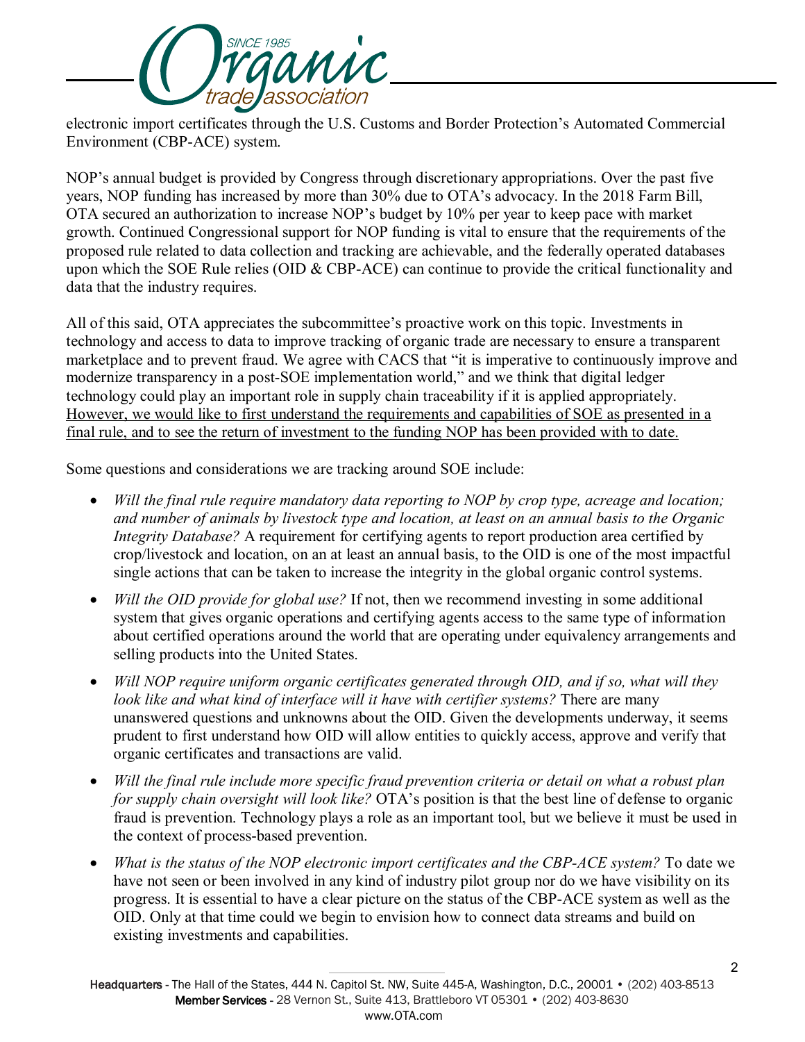electronic import certificates through the U.S. Customs and Border Protection's Automated Commercial Environment (CBP-ACE) system.

NOP's annual budget is provided by Congress through discretionary appropriations. Over the past five years, NOP funding has increased by more than 30% due to OTA's advocacy. In the 2018 Farm Bill, OTA secured an authorization to increase NOP's budget by 10% per year to keep pace with market growth. Continued Congressional support for NOP funding is vital to ensure that the requirements of the proposed rule related to data collection and tracking are achievable, and the federally operated databases upon which the SOE Rule relies (OID & CBP-ACE) can continue to provide the critical functionality and data that the industry requires.

All of this said, OTA appreciates the subcommittee's proactive work on this topic. Investments in technology and access to data to improve tracking of organic trade are necessary to ensure a transparent marketplace and to prevent fraud. We agree with CACS that "it is imperative to continuously improve and modernize transparency in a post-SOE implementation world," and we think that digital ledger technology could play an important role in supply chain traceability if it is applied appropriately. <u>However, we would like to first understand the requirements and capabilities of SOE as presented in a final rule, and to see the return of investment to the funding NOP has been provided with to date.</u>

Some questions and considerations we are tracking around SOE include:

- *Will the final rule require mandatory data reporting to NOP by crop type, acreage and location; and number of animals by livestock type and location, at least on an annual basis to the Organic Integrity Database?* A requirement for certifying agents to report production area certified by crop/livestock and location, on an at least an annual basis, to the OID is one of the most impactful single actions that can be taken to increase the integrity in the global organic control systems.
- *Will the OID provide for global use?* If not, then we recommend investing in some additional system that gives organic operations and certifying agents access to the same type of information about certified operations around the world that are operating under equivalency arrangements and selling products into the United States.
- *Will NOP require uniform organic certificates generated through OID, and if so, what will they look like and what kind of interface will it have with certifier systems?* There are many unanswered questions and unknowns about the OID. Given the developments underway, it seems prudent to first understand how OID will allow entities to quickly access, approve and verify that organic certificates and transactions are valid.
- *Will the final rule include more specific fraud prevention criteria or detail on what a robust plan for supply chain oversight will look like?* OTA's position is that the best line of defense to organic fraud is prevention. Technology plays a role as an important tool, but we believe it must be used in the context of process-based prevention.
- *What is the status of the NOP electronic import certificates and the CBP-ACE system?* To date we have not seen or been involved in any kind of industry pilot group nor do we have visibility on its progress. It is essential to have a clear picture on the status of the CBP-ACE system as well as the OID. Only at that time could we begin to envision how to connect data streams and build on existing investments and capabilities.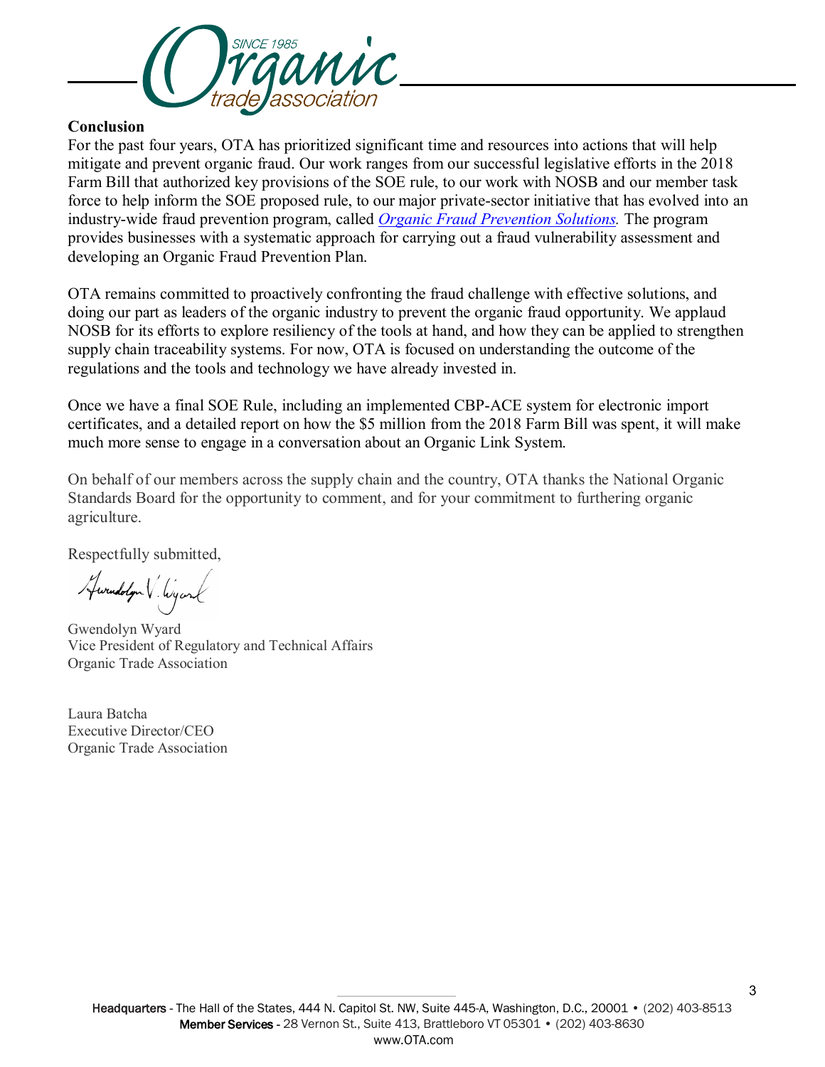**Conclusion**

For the past four years, OTA has prioritized significant time and resources into actions that will help mitigate and prevent organic fraud. Our work ranges from our successful legislative efforts in the 2018 Farm Bill that authorized key provisions of the SOE rule, to our work with NOSB and our member task force to help inform the SOE proposed rule, to our major private-sector initiative that has evolved into an industry-wide fraud prevention program, called *Organic Fraud Prevention Solutions.* The program provides businesses with a systematic approach for carrying out a fraud vulnerability assessment and developing an Organic Fraud Prevention Plan.

OTA remains committed to proactively confronting the fraud challenge with effective solutions, and doing our part as leaders of the organic industry to prevent the organic fraud opportunity. We applaud NOSB for its efforts to explore resiliency of the tools at hand, and how they can be applied to strengthen supply chain traceability systems. For now, OTA is focused on understanding the outcome of the regulations and the tools and technology we have already invested in.

Once we have a final SOE Rule, including an implemented CBP-ACE system for electronic import certificates, and a detailed report on how the $5 million from the 2018 Farm Bill was spent, it will make much more sense to engage in a conversation about an Organic Link System.

On behalf of our members across the supply chain and the country, OTA thanks the National Organic Standards Board for the opportunity to comment, and for your commitment to furthering organic agriculture.

Respectfully submitted,

Gwendolyn Wyard
Vice President of Regulatory and Technical Affairs
Organic Trade Association

Laura Batcha
Executive Director/CEO
Organic Trade Association